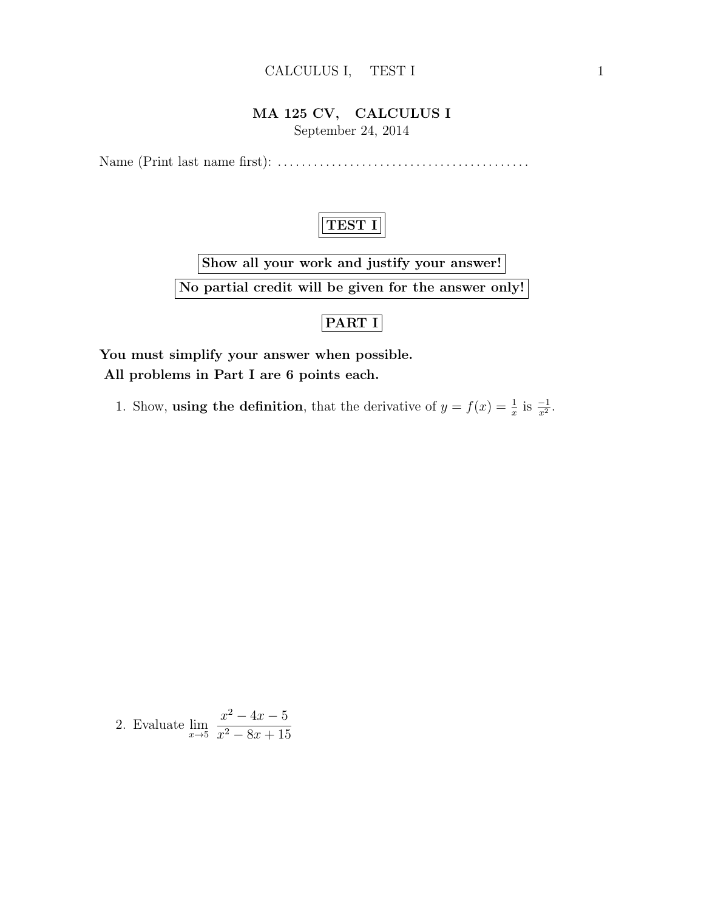# MA 125 CV, CALCULUS I

September 24, 2014

Name (Print last name first): .........................................

## TEST I

**Show all your work and justify your answer!**

**No partial credit will be given for the answer only!**

## PART I

**You must simplify your answer when possible.**
**All problems in Part I are 6 points each.**

1. Show, **using the definition**, that the derivative of $y = f(x) = \frac{1}{x}$ is $\frac{-1}{x^2}$.

2. Evaluate $\displaystyle\lim_{x \to 5} \frac{x^2 - 4x - 5}{x^2 - 8x + 15}$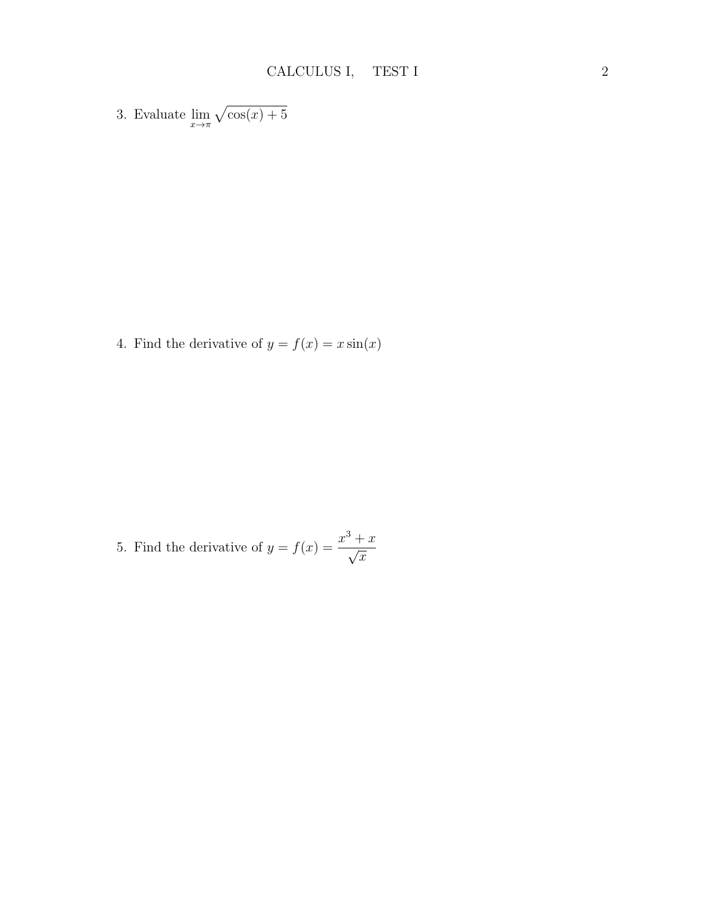3. Evaluate $\lim_{x \to \pi} \sqrt{\cos(x) + 5}$

4. Find the derivative of $y = f(x) = x \sin(x)$

5. Find the derivative of $y = f(x) = \dfrac{x^3 + x}{\sqrt{x}}$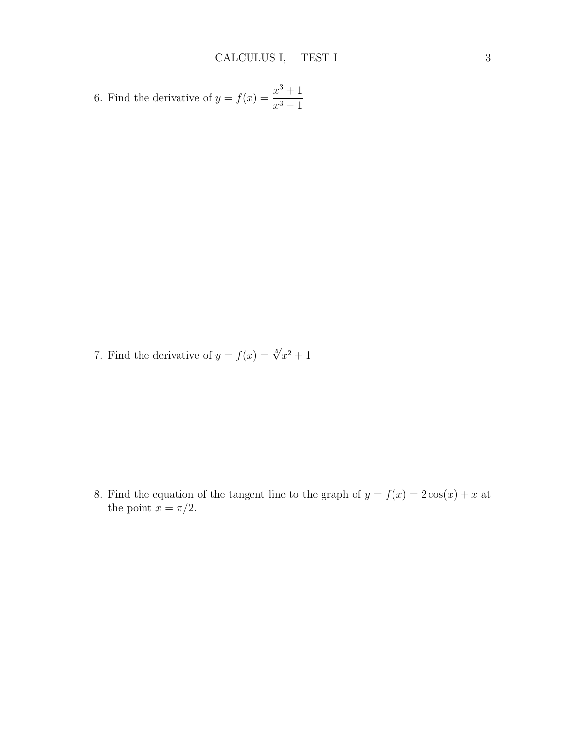6. Find the derivative of $y = f(x) = \dfrac{x^3 + 1}{x^3 - 1}$

7. Find the derivative of $y = f(x) = \sqrt[5]{x^2 + 1}$

8. Find the equation of the tangent line to the graph of $y = f(x) = 2\cos(x) + x$ at the point $x = \pi/2$.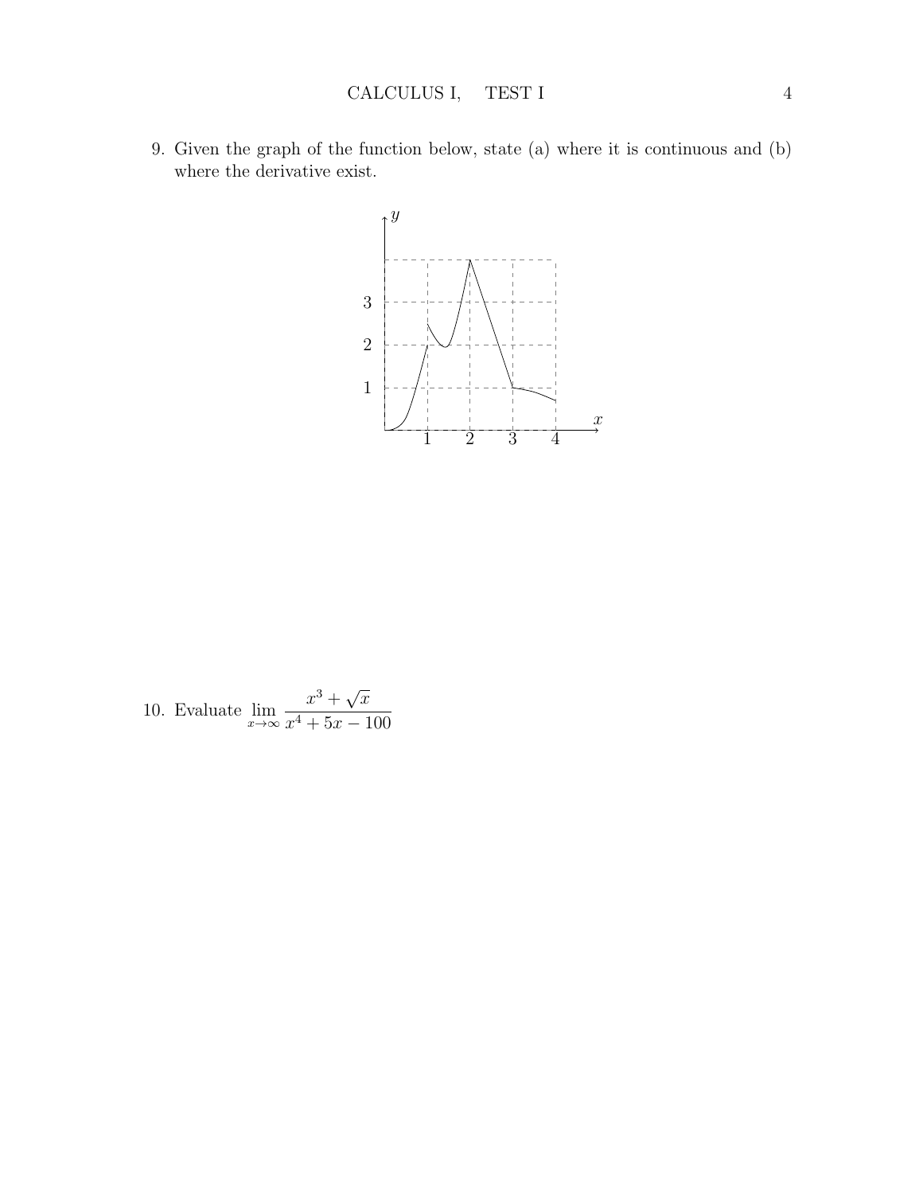9. Given the graph of the function below, state (a) where it is continuous and (b) where the derivative exist.

10. Evaluate $\lim_{x \to \infty} \dfrac{x^3 + \sqrt{x}}{x^4 + 5x - 100}$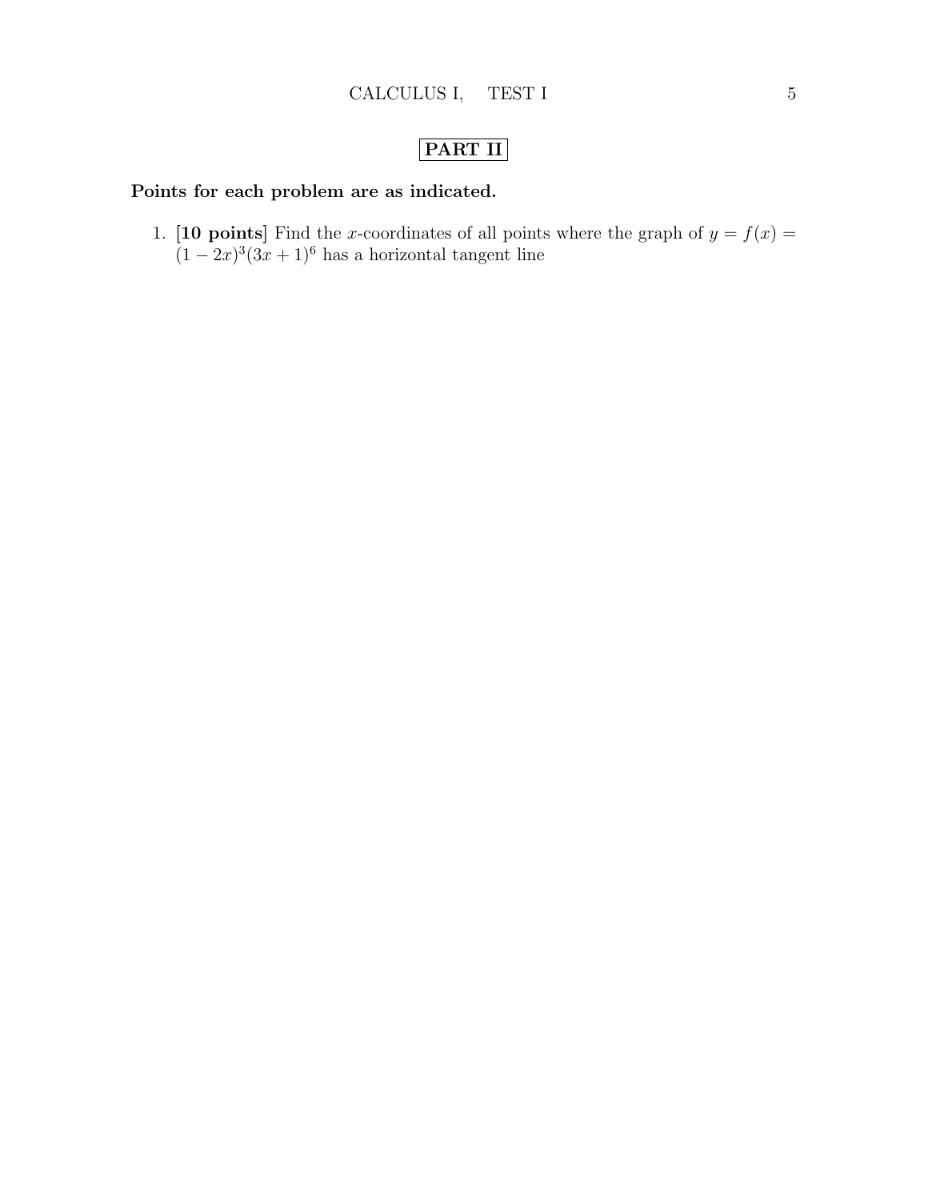## PART II

**Points for each problem are as indicated.**

1. **[10 points]** Find the $x$-coordinates of all points where the graph of $y = f(x) = (1 - 2x)^3(3x + 1)^6$ has a horizontal tangent line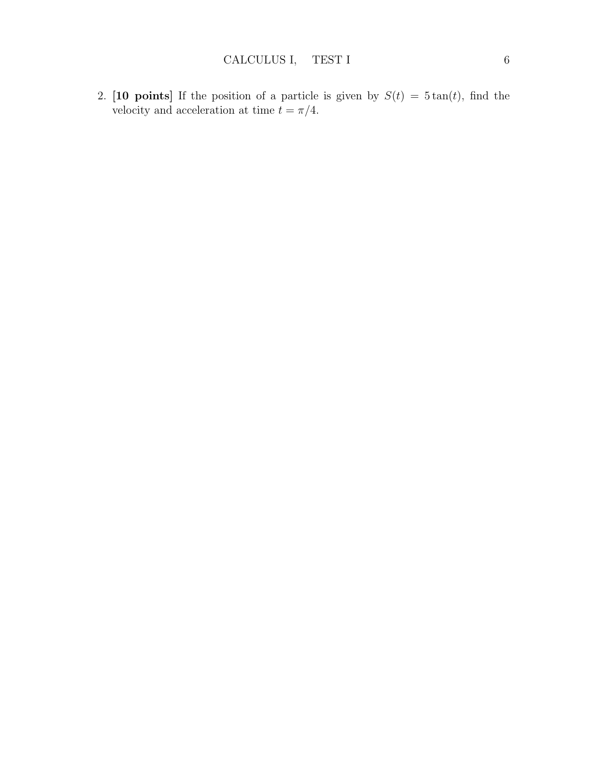2. **[10 points]** If the position of a particle is given by $S(t) = 5\tan(t)$, find the velocity and acceleration at time $t = \pi/4$.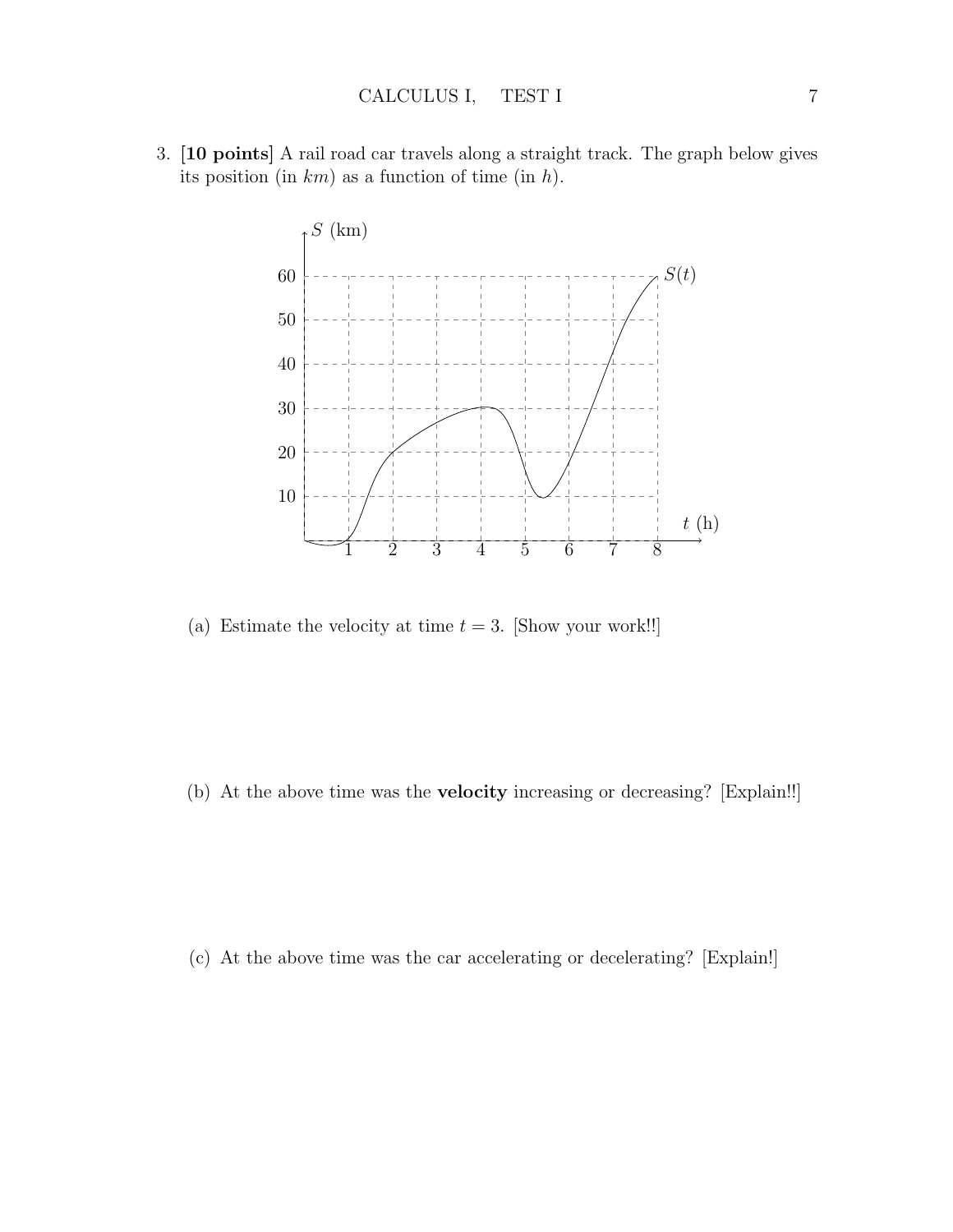3. **[10 points]** A rail road car travels along a straight track. The graph below gives its position (in $km$) as a function of time (in $h$).

   (a) Estimate the velocity at time $t = 3$. [Show your work!!]

   (b) At the above time was the **velocity** increasing or decreasing? [Explain!!]

   (c) At the above time was the car accelerating or decelerating? [Explain!]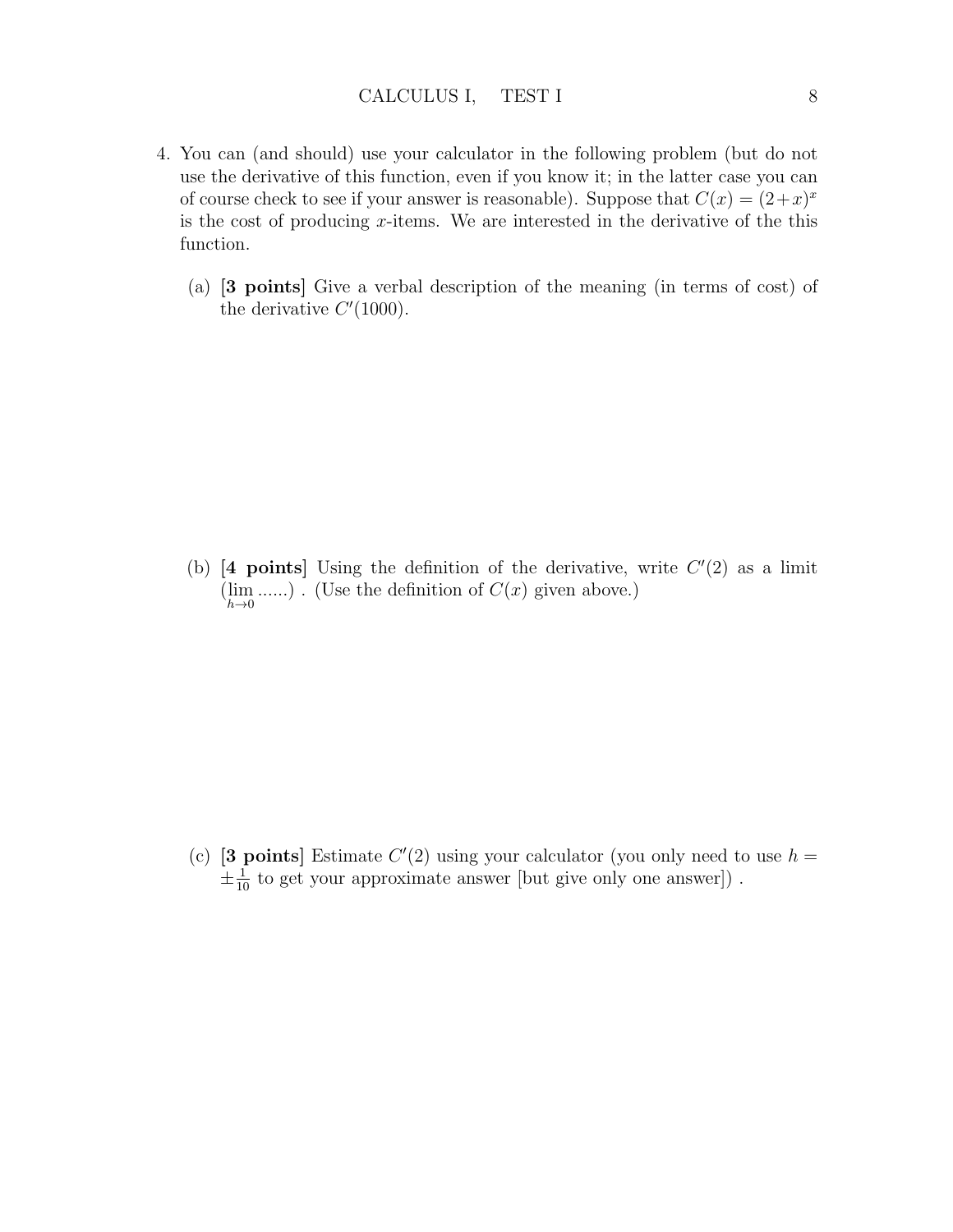4. You can (and should) use your calculator in the following problem (but do not use the derivative of this function, even if you know it; in the latter case you can of course check to see if your answer is reasonable). Suppose that $C(x) = (2+x)^x$ is the cost of producing $x$-items. We are interested in the derivative of the this function.

   (a) **[3 points]** Give a verbal description of the meaning (in terms of cost) of the derivative $C'(1000)$.

   (b) **[4 points]** Using the definition of the derivative, write $C'(2)$ as a limit $(\lim_{h \to 0} ......)$ . (Use the definition of $C(x)$ given above.)

   (c) **[3 points]** Estimate $C'(2)$ using your calculator (you only need to use $h = \pm\frac{1}{10}$ to get your approximate answer [but give only one answer]) .